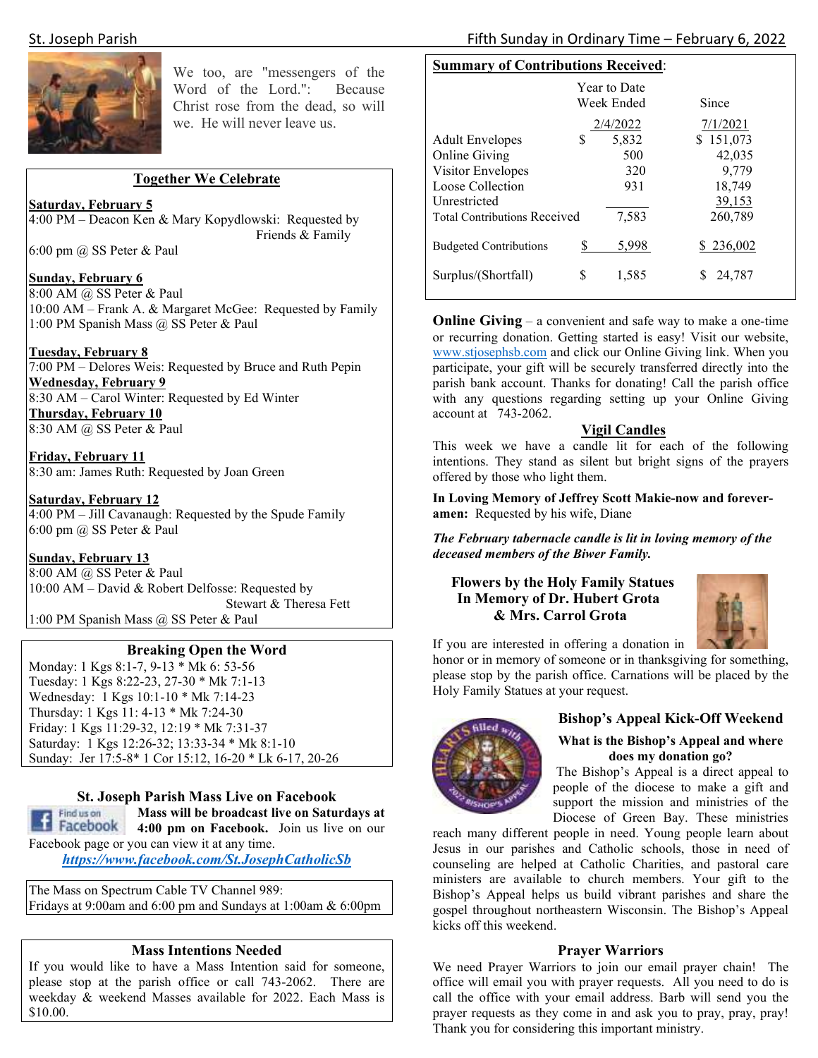We too, are "messengers of the Word of the Lord.": Because Christ rose from the dead, so will we. He will never leave us.

## Together We Celebrate

**Saturday, February 5**
4:00 PM – Deacon Ken & Mary Kopydlowski: Requested by Friends & Family
6:00 pm @ SS Peter & Paul

**Sunday, February 6**
8:00 AM @ SS Peter & Paul
10:00 AM – Frank A. & Margaret McGee: Requested by Family
1:00 PM Spanish Mass @ SS Peter & Paul

**Tuesday, February 8**
7:00 PM – Delores Weis: Requested by Bruce and Ruth Pepin

**Wednesday, February 9**
8:30 AM – Carol Winter: Requested by Ed Winter

**Thursday, February 10**
8:30 AM @ SS Peter & Paul

**Friday, February 11**
8:30 am: James Ruth: Requested by Joan Green

**Saturday, February 12**
4:00 PM – Jill Cavanaugh: Requested by the Spude Family
6:00 pm @ SS Peter & Paul

**Sunday, February 13**
8:00 AM @ SS Peter & Paul
10:00 AM – David & Robert Delfosse: Requested by Stewart & Theresa Fett
1:00 PM Spanish Mass @ SS Peter & Paul

## Breaking Open the Word

Monday: 1 Kgs 8:1-7, 9-13 * Mk 6: 53-56
Tuesday: 1 Kgs 8:22-23, 27-30 * Mk 7:1-13
Wednesday: 1 Kgs 10:1-10 * Mk 7:14-23
Thursday: 1 Kgs 11: 4-13 * Mk 7:24-30
Friday: 1 Kgs 11:29-32, 12:19 * Mk 7:31-37
Saturday: 1 Kgs 12:26-32; 13:33-34 * Mk 8:1-10
Sunday: Jer 17:5-8* 1 Cor 15:12, 16-20 * Lk 6-17, 20-26

## St. Joseph Parish Mass Live on Facebook

**Mass will be broadcast live on Saturdays at 4:00 pm on Facebook.** Join us live on our Facebook page or you can view it at any time.
***https://www.facebook.com/St.JosephCatholicSb***

The Mass on Spectrum Cable TV Channel 989:
Fridays at 9:00am and 6:00 pm and Sundays at 1:00am & 6:00pm

## Mass Intentions Needed

If you would like to have a Mass Intention said for someone, please stop at the parish office or call 743-2062. There are weekday & weekend Masses available for 2022. Each Mass is $10.00.

## Summary of Contributions Received:

| | Year to Date Week Ended 2/4/2022 | Since 7/1/2021 |
|---|---|---|
| Adult Envelopes | $ 5,832 | $ 151,073 |
| Online Giving | 500 | 42,035 |
| Visitor Envelopes | 320 | 9,779 |
| Loose Collection | 931 | 18,749 |
| Unrestricted | | 39,153 |
| Total Contributions Received | 7,583 | 260,789 |
| Budgeted Contributions | $ 5,998 | $ 236,002 |
| Surplus/(Shortfall) | $ 1,585 | $ 24,787 |

**Online Giving** – a convenient and safe way to make a one-time or recurring donation. Getting started is easy! Visit our website, www.stjosephsb.com and click our Online Giving link. When you participate, your gift will be securely transferred directly into the parish bank account. Thanks for donating! Call the parish office with any questions regarding setting up your Online Giving account at 743-2062.

## Vigil Candles

This week we have a candle lit for each of the following intentions. They stand as silent but bright signs of the prayers offered by those who light them.

**In Loving Memory of Jeffrey Scott Makie-now and forever-amen:** Requested by his wife, Diane

***The February tabernacle candle is lit in loving memory of the deceased members of the Biwer Family.***

**Flowers by the Holy Family Statues**
**In Memory of Dr. Hubert Grota**
**& Mrs. Carrol Grota**

If you are interested in offering a donation in honor or in memory of someone or in thanksgiving for something, please stop by the parish office. Carnations will be placed by the Holy Family Statues at your request.

## Bishop's Appeal Kick-Off Weekend

**What is the Bishop's Appeal and where does my donation go?**

The Bishop's Appeal is a direct appeal to people of the diocese to make a gift and support the mission and ministries of the Diocese of Green Bay. These ministries reach many different people in need. Young people learn about Jesus in our parishes and Catholic schools, those in need of counseling are helped at Catholic Charities, and pastoral care ministers are available to church members. Your gift to the Bishop's Appeal helps us build vibrant parishes and share the gospel throughout northeastern Wisconsin. The Bishop's Appeal kicks off this weekend.

## Prayer Warriors

We need Prayer Warriors to join our email prayer chain! The office will email you with prayer requests. All you need to do is call the office with your email address. Barb will send you the prayer requests as they come in and ask you to pray, pray, pray! Thank you for considering this important ministry.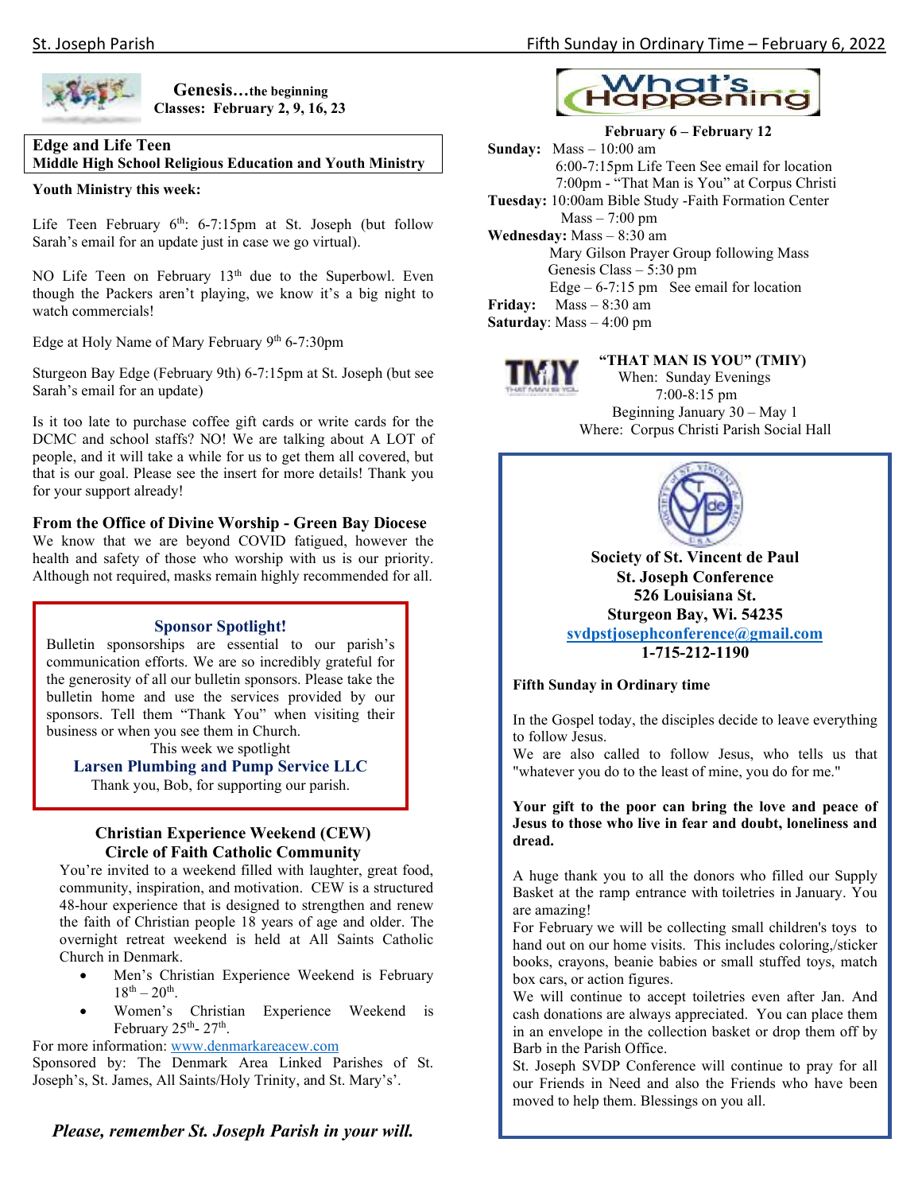**Genesis…the beginning**
**Classes: February 2, 9, 16, 23**

## Edge and Life Teen
**Middle High School Religious Education and Youth Ministry**

**Youth Ministry this week:**

Life Teen February 6th: 6-7:15pm at St. Joseph (but follow Sarah's email for an update just in case we go virtual).

NO Life Teen on February 13th due to the Superbowl. Even though the Packers aren't playing, we know it's a big night to watch commercials!

Edge at Holy Name of Mary February 9th 6-7:30pm

Sturgeon Bay Edge (February 9th) 6-7:15pm at St. Joseph (but see Sarah's email for an update)

Is it too late to purchase coffee gift cards or write cards for the DCMC and school staffs? NO! We are talking about A LOT of people, and it will take a while for us to get them all covered, but that is our goal. Please see the insert for more details! Thank you for your support already!

## From the Office of Divine Worship - Green Bay Diocese

We know that we are beyond COVID fatigued, however the health and safety of those who worship with us is our priority. Although not required, masks remain highly recommended for all.

### Sponsor Spotlight!

Bulletin sponsorships are essential to our parish's communication efforts. We are so incredibly grateful for the generosity of all our bulletin sponsors. Please take the bulletin home and use the services provided by our sponsors. Tell them "Thank You" when visiting their business or when you see them in Church.

This week we spotlight

**Larsen Plumbing and Pump Service LLC**

Thank you, Bob, for supporting our parish.

## Christian Experience Weekend (CEW)
## Circle of Faith Catholic Community

You're invited to a weekend filled with laughter, great food, community, inspiration, and motivation. CEW is a structured 48-hour experience that is designed to strengthen and renew the faith of Christian people 18 years of age and older. The overnight retreat weekend is held at All Saints Catholic Church in Denmark.

- Men's Christian Experience Weekend is February 18th – 20th.
- Women's Christian Experience Weekend is February 25th- 27th.

For more information: www.denmarkareacew.com

Sponsored by: The Denmark Area Linked Parishes of St. Joseph's, St. James, All Saints/Holy Trinity, and St. Mary's'.

***Please, remember St. Joseph Parish in your will.***

## What's Happening

**February 6 – February 12**

**Sunday:** Mass – 10:00 am
6:00-7:15pm Life Teen See email for location
7:00pm - "That Man is You" at Corpus Christi

**Tuesday:** 10:00am Bible Study -Faith Formation Center
Mass – 7:00 pm

**Wednesday:** Mass – 8:30 am
Mary Gilson Prayer Group following Mass
Genesis Class – 5:30 pm
Edge – 6-7:15 pm See email for location

**Friday:** Mass – 8:30 am

**Saturday**: Mass – 4:00 pm

**"THAT MAN IS YOU" (TMIY)**
When: Sunday Evenings
7:00-8:15 pm
Beginning January 30 – May 1
Where: Corpus Christi Parish Social Hall

**Society of St. Vincent de Paul**
**St. Joseph Conference**
**526 Louisiana St.**
**Sturgeon Bay, Wi. 54235**
**svdpstjosephconference@gmail.com**
**1-715-212-1190**

**Fifth Sunday in Ordinary time**

In the Gospel today, the disciples decide to leave everything to follow Jesus.
We are also called to follow Jesus, who tells us that "whatever you do to the least of mine, you do for me."

**Your gift to the poor can bring the love and peace of Jesus to those who live in fear and doubt, loneliness and dread.**

A huge thank you to all the donors who filled our Supply Basket at the ramp entrance with toiletries in January. You are amazing!
For February we will be collecting small children's toys to hand out on our home visits. This includes coloring,/sticker books, crayons, beanie babies or small stuffed toys, match box cars, or action figures.
We will continue to accept toiletries even after Jan. And cash donations are always appreciated. You can place them in an envelope in the collection basket or drop them off by Barb in the Parish Office.
St. Joseph SVDP Conference will continue to pray for all our Friends in Need and also the Friends who have been moved to help them. Blessings on you all.